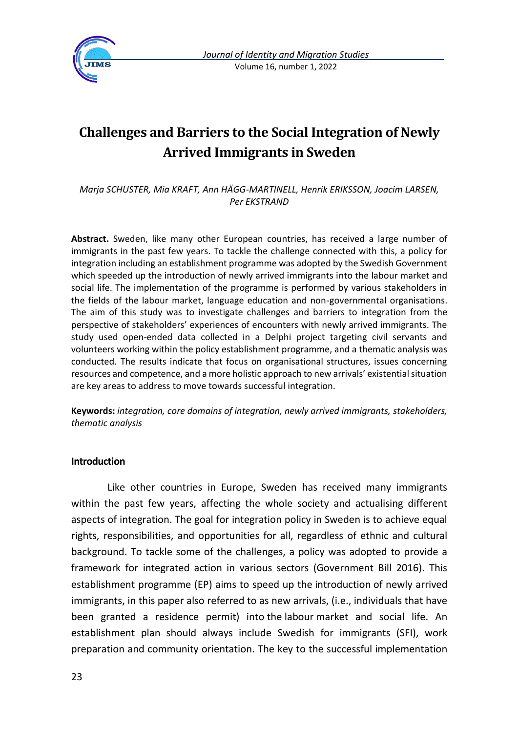# Challenges and Barriers to the Social Integration of Newly Arrived Immigrants in Sweden

*Marja SCHUSTER, Mia KRAFT, Ann HÄGG-MARTINELL, Henrik ERIKSSON, Joacim LARSEN, Per EKSTRAND*

**Abstract.** Sweden, like many other European countries, has received a large number of immigrants in the past few years. To tackle the challenge connected with this, a policy for integration including an establishment programme was adopted by the Swedish Government which speeded up the introduction of newly arrived immigrants into the labour market and social life. The implementation of the programme is performed by various stakeholders in the fields of the labour market, language education and non-governmental organisations. The aim of this study was to investigate challenges and barriers to integration from the perspective of stakeholders' experiences of encounters with newly arrived immigrants. The study used open-ended data collected in a Delphi project targeting civil servants and volunteers working within the policy establishment programme, and a thematic analysis was conducted. The results indicate that focus on organisational structures, issues concerning resources and competence, and a more holistic approach to new arrivals' existential situation are key areas to address to move towards successful integration.

**Keywords:** *integration, core domains of integration, newly arrived immigrants, stakeholders, thematic analysis*

## Introduction

Like other countries in Europe, Sweden has received many immigrants within the past few years, affecting the whole society and actualising different aspects of integration. The goal for integration policy in Sweden is to achieve equal rights, responsibilities, and opportunities for all, regardless of ethnic and cultural background. To tackle some of the challenges, a policy was adopted to provide a framework for integrated action in various sectors (Government Bill 2016). This establishment programme (EP) aims to speed up the introduction of newly arrived immigrants, in this paper also referred to as new arrivals, (i.e., individuals that have been granted a residence permit) into the labour market and social life. An establishment plan should always include Swedish for immigrants (SFI), work preparation and community orientation. The key to the successful implementation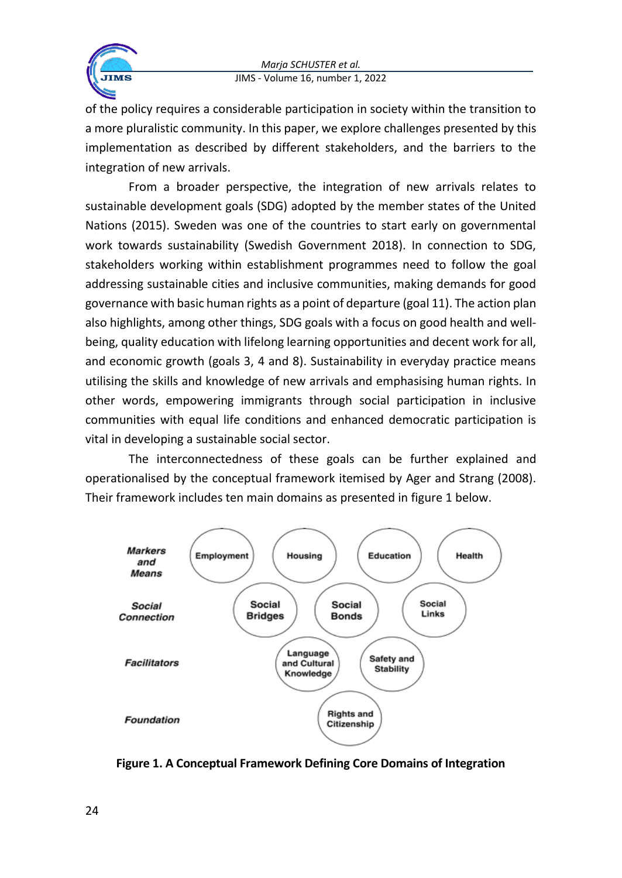of the policy requires a considerable participation in society within the transition to a more pluralistic community. In this paper, we explore challenges presented by this implementation as described by different stakeholders, and the barriers to the integration of new arrivals.

From a broader perspective, the integration of new arrivals relates to sustainable development goals (SDG) adopted by the member states of the United Nations (2015). Sweden was one of the countries to start early on governmental work towards sustainability (Swedish Government 2018). In connection to SDG, stakeholders working within establishment programmes need to follow the goal addressing sustainable cities and inclusive communities, making demands for good governance with basic human rights as a point of departure (goal 11). The action plan also highlights, among other things, SDG goals with a focus on good health and well-being, quality education with lifelong learning opportunities and decent work for all, and economic growth (goals 3, 4 and 8). Sustainability in everyday practice means utilising the skills and knowledge of new arrivals and emphasising human rights. In other words, empowering immigrants through social participation in inclusive communities with equal life conditions and enhanced democratic participation is vital in developing a sustainable social sector.

The interconnectedness of these goals can be further explained and operationalised by the conceptual framework itemised by Ager and Strang (2008). Their framework includes ten main domains as presented in figure 1 below.

| | | | | |
|---|---|---|---|---|
| *Markers and Means* | Employment | Housing | Education | Health |
| *Social Connection* | Social Bridges | Social Bonds | Social Links | |
| *Facilitators* | Language and Cultural Knowledge | Safety and Stability | | |
| *Foundation* | Rights and Citizenship | | | |

**Figure 1. A Conceptual Framework Defining Core Domains of Integration**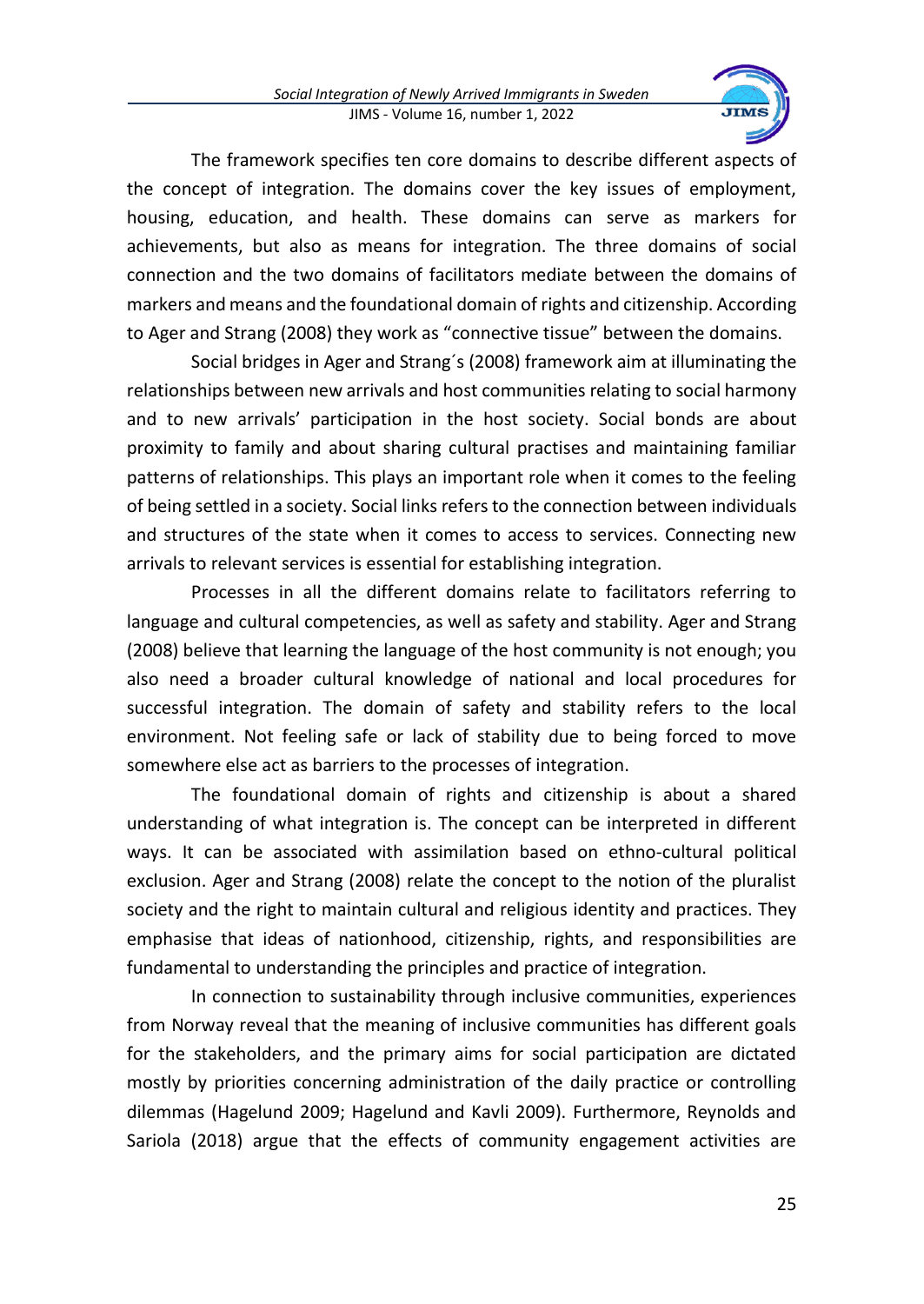The framework specifies ten core domains to describe different aspects of the concept of integration. The domains cover the key issues of employment, housing, education, and health. These domains can serve as markers for achievements, but also as means for integration. The three domains of social connection and the two domains of facilitators mediate between the domains of markers and means and the foundational domain of rights and citizenship. According to Ager and Strang (2008) they work as "connective tissue" between the domains.

Social bridges in Ager and Strang´s (2008) framework aim at illuminating the relationships between new arrivals and host communities relating to social harmony and to new arrivals' participation in the host society. Social bonds are about proximity to family and about sharing cultural practises and maintaining familiar patterns of relationships. This plays an important role when it comes to the feeling of being settled in a society. Social links refers to the connection between individuals and structures of the state when it comes to access to services. Connecting new arrivals to relevant services is essential for establishing integration.

Processes in all the different domains relate to facilitators referring to language and cultural competencies, as well as safety and stability. Ager and Strang (2008) believe that learning the language of the host community is not enough; you also need a broader cultural knowledge of national and local procedures for successful integration. The domain of safety and stability refers to the local environment. Not feeling safe or lack of stability due to being forced to move somewhere else act as barriers to the processes of integration.

The foundational domain of rights and citizenship is about a shared understanding of what integration is. The concept can be interpreted in different ways. It can be associated with assimilation based on ethno-cultural political exclusion. Ager and Strang (2008) relate the concept to the notion of the pluralist society and the right to maintain cultural and religious identity and practices. They emphasise that ideas of nationhood, citizenship, rights, and responsibilities are fundamental to understanding the principles and practice of integration.

In connection to sustainability through inclusive communities, experiences from Norway reveal that the meaning of inclusive communities has different goals for the stakeholders, and the primary aims for social participation are dictated mostly by priorities concerning administration of the daily practice or controlling dilemmas (Hagelund 2009; Hagelund and Kavli 2009). Furthermore, Reynolds and Sariola (2018) argue that the effects of community engagement activities are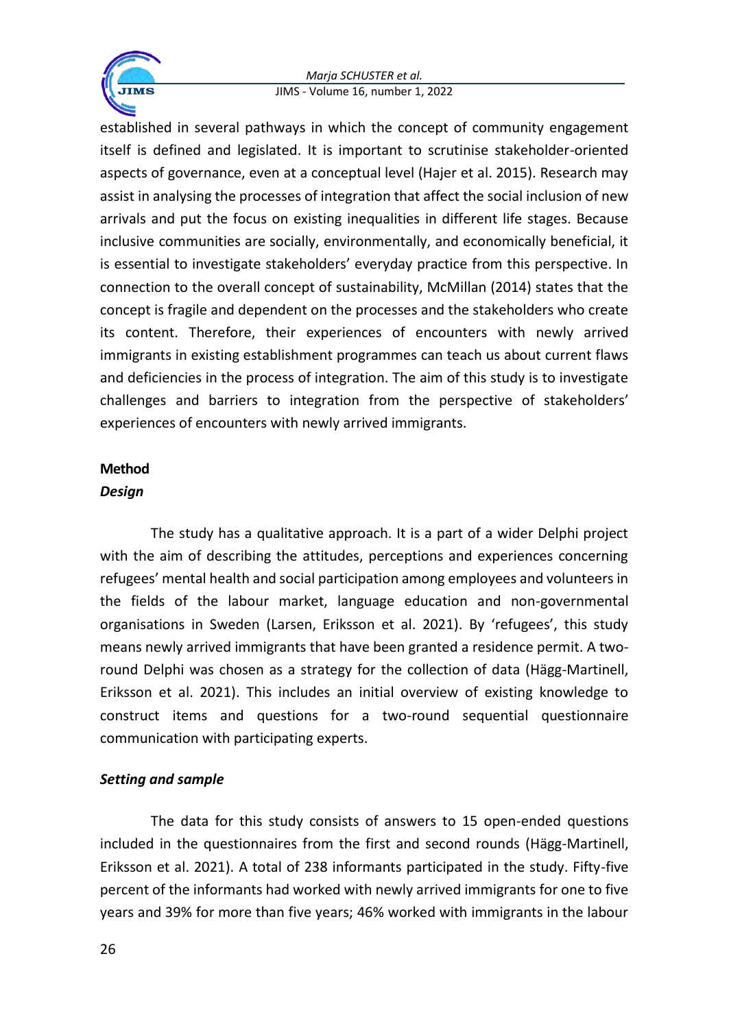established in several pathways in which the concept of community engagement itself is defined and legislated. It is important to scrutinise stakeholder-oriented aspects of governance, even at a conceptual level (Hajer et al. 2015). Research may assist in analysing the processes of integration that affect the social inclusion of new arrivals and put the focus on existing inequalities in different life stages. Because inclusive communities are socially, environmentally, and economically beneficial, it is essential to investigate stakeholders' everyday practice from this perspective. In connection to the overall concept of sustainability, McMillan (2014) states that the concept is fragile and dependent on the processes and the stakeholders who create its content. Therefore, their experiences of encounters with newly arrived immigrants in existing establishment programmes can teach us about current flaws and deficiencies in the process of integration. The aim of this study is to investigate challenges and barriers to integration from the perspective of stakeholders' experiences of encounters with newly arrived immigrants.

## Method

### *Design*

The study has a qualitative approach. It is a part of a wider Delphi project with the aim of describing the attitudes, perceptions and experiences concerning refugees' mental health and social participation among employees and volunteers in the fields of the labour market, language education and non-governmental organisations in Sweden (Larsen, Eriksson et al. 2021). By 'refugees', this study means newly arrived immigrants that have been granted a residence permit. A two-round Delphi was chosen as a strategy for the collection of data (Hägg-Martinell, Eriksson et al. 2021). This includes an initial overview of existing knowledge to construct items and questions for a two-round sequential questionnaire communication with participating experts.

### *Setting and sample*

The data for this study consists of answers to 15 open-ended questions included in the questionnaires from the first and second rounds (Hägg-Martinell, Eriksson et al. 2021). A total of 238 informants participated in the study. Fifty-five percent of the informants had worked with newly arrived immigrants for one to five years and 39% for more than five years; 46% worked with immigrants in the labour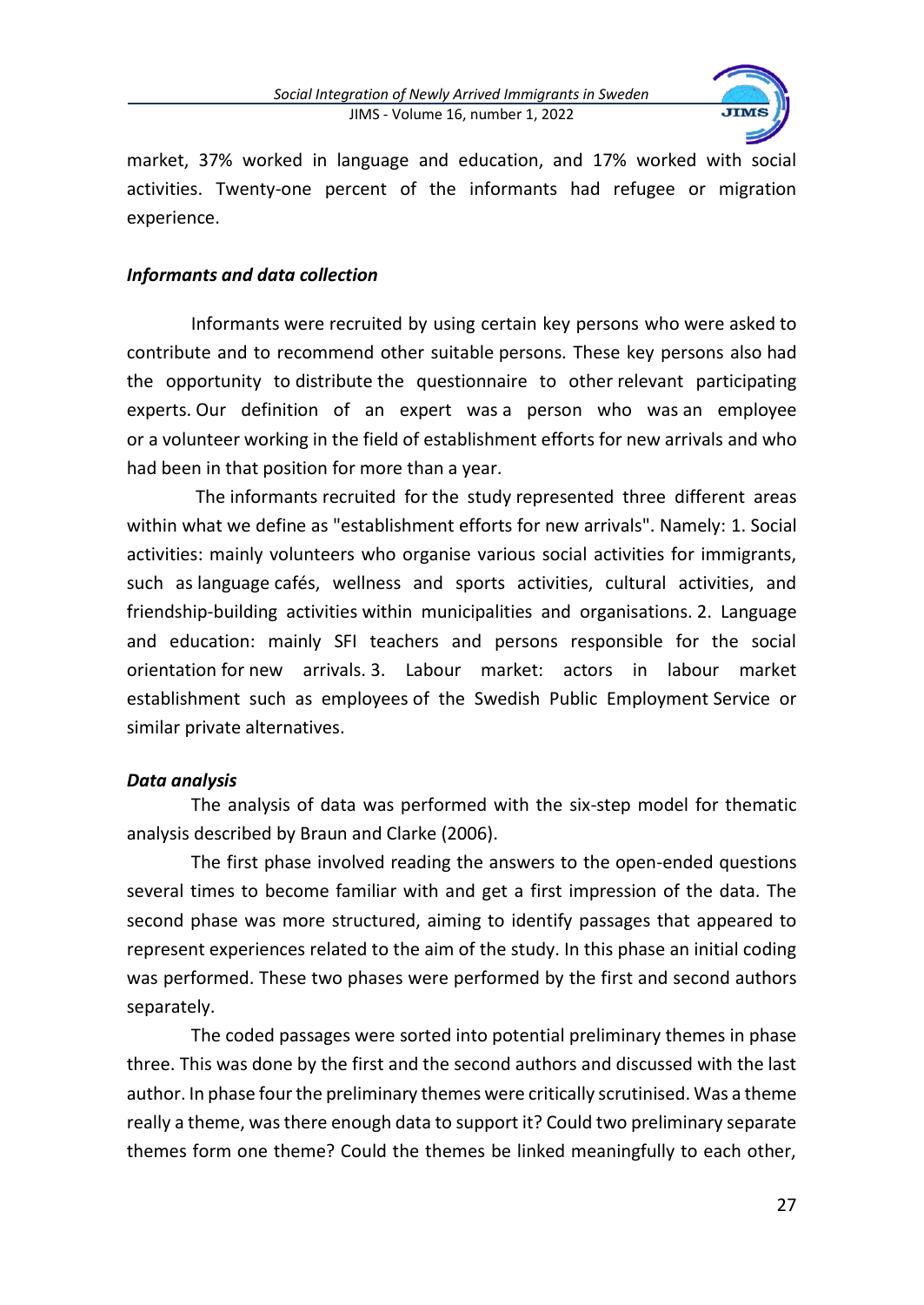market, 37% worked in language and education, and 17% worked with social activities. Twenty-one percent of the informants had refugee or migration experience.

### *Informants and data collection*

Informants were recruited by using certain key persons who were asked to contribute and to recommend other suitable persons. These key persons also had the opportunity to distribute the questionnaire to other relevant participating experts. Our definition of an expert was a person who was an employee or a volunteer working in the field of establishment efforts for new arrivals and who had been in that position for more than a year.

The informants recruited for the study represented three different areas within what we define as "establishment efforts for new arrivals". Namely: 1. Social activities: mainly volunteers who organise various social activities for immigrants, such as language cafés, wellness and sports activities, cultural activities, and friendship-building activities within municipalities and organisations. 2. Language and education: mainly SFI teachers and persons responsible for the social orientation for new arrivals. 3. Labour market: actors in labour market establishment such as employees of the Swedish Public Employment Service or similar private alternatives.

### *Data analysis*

The analysis of data was performed with the six-step model for thematic analysis described by Braun and Clarke (2006).

The first phase involved reading the answers to the open-ended questions several times to become familiar with and get a first impression of the data. The second phase was more structured, aiming to identify passages that appeared to represent experiences related to the aim of the study. In this phase an initial coding was performed. These two phases were performed by the first and second authors separately.

The coded passages were sorted into potential preliminary themes in phase three. This was done by the first and the second authors and discussed with the last author. In phase four the preliminary themes were critically scrutinised. Was a theme really a theme, was there enough data to support it? Could two preliminary separate themes form one theme? Could the themes be linked meaningfully to each other,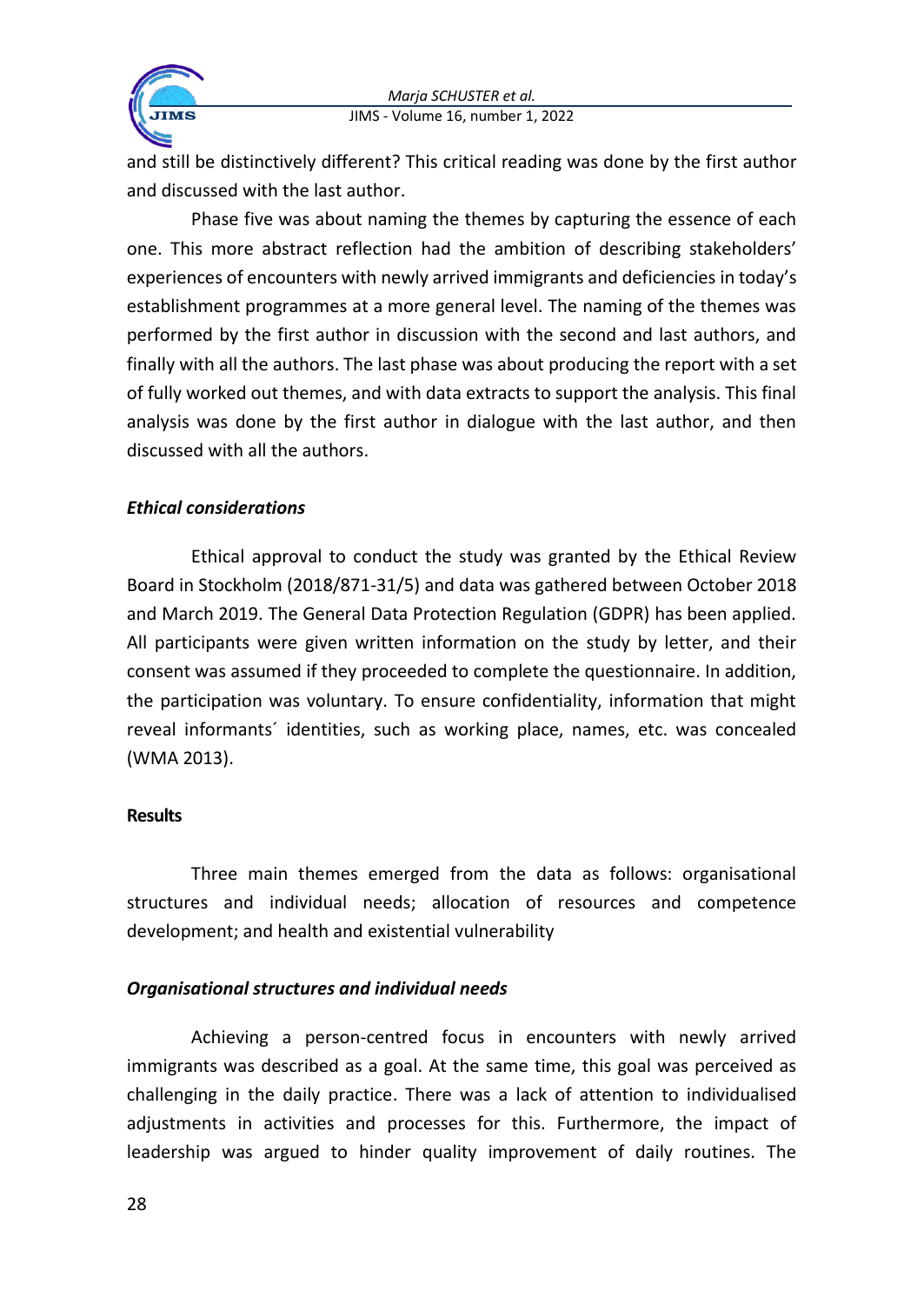and still be distinctively different? This critical reading was done by the first author and discussed with the last author.

Phase five was about naming the themes by capturing the essence of each one. This more abstract reflection had the ambition of describing stakeholders' experiences of encounters with newly arrived immigrants and deficiencies in today's establishment programmes at a more general level. The naming of the themes was performed by the first author in discussion with the second and last authors, and finally with all the authors. The last phase was about producing the report with a set of fully worked out themes, and with data extracts to support the analysis. This final analysis was done by the first author in dialogue with the last author, and then discussed with all the authors.

### *Ethical considerations*

Ethical approval to conduct the study was granted by the Ethical Review Board in Stockholm (2018/871-31/5) and data was gathered between October 2018 and March 2019. The General Data Protection Regulation (GDPR) has been applied. All participants were given written information on the study by letter, and their consent was assumed if they proceeded to complete the questionnaire. In addition, the participation was voluntary. To ensure confidentiality, information that might reveal informants´ identities, such as working place, names, etc. was concealed (WMA 2013).

## Results

Three main themes emerged from the data as follows: organisational structures and individual needs; allocation of resources and competence development; and health and existential vulnerability

### *Organisational structures and individual needs*

Achieving a person-centred focus in encounters with newly arrived immigrants was described as a goal. At the same time, this goal was perceived as challenging in the daily practice. There was a lack of attention to individualised adjustments in activities and processes for this. Furthermore, the impact of leadership was argued to hinder quality improvement of daily routines. The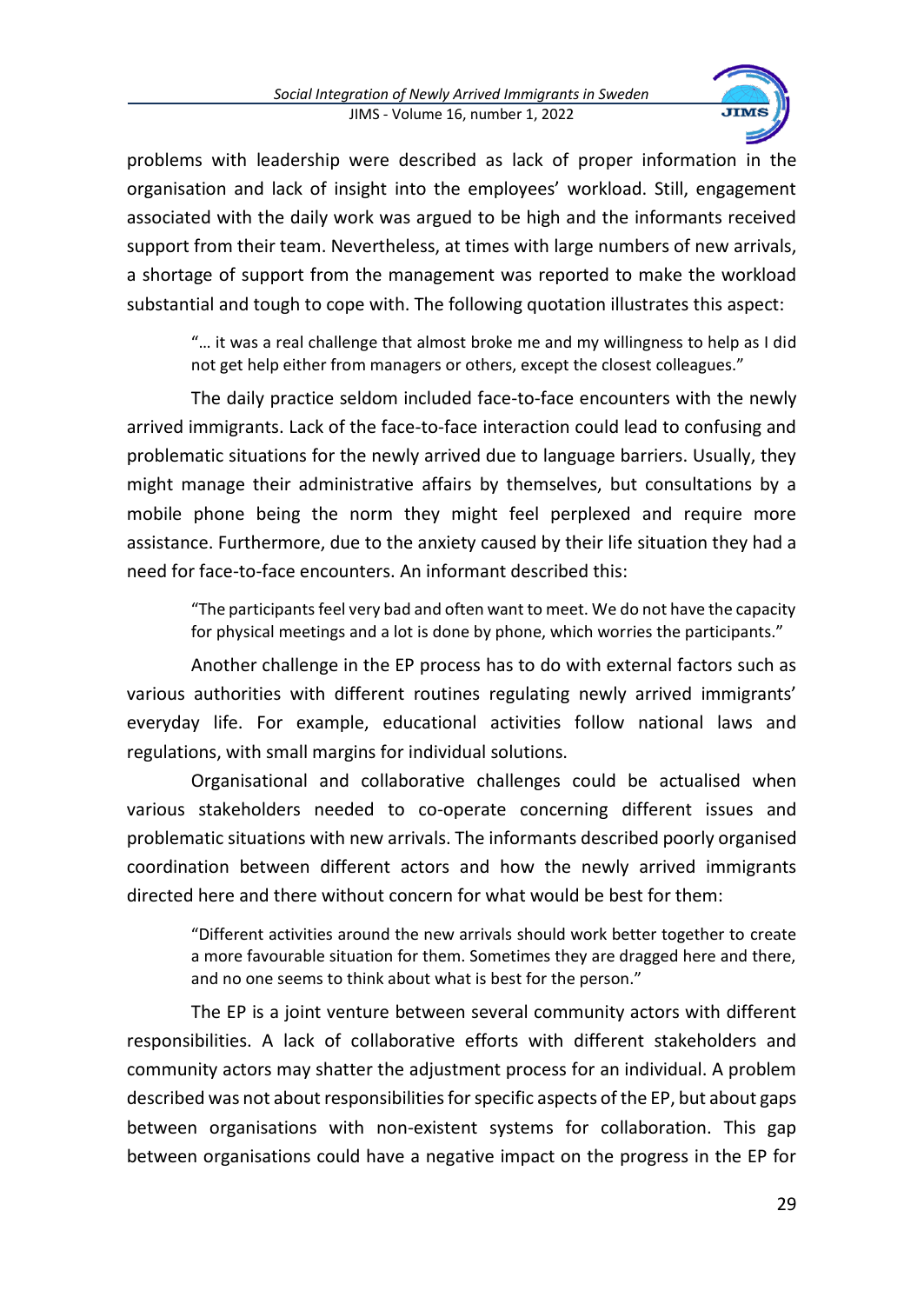problems with leadership were described as lack of proper information in the organisation and lack of insight into the employees' workload. Still, engagement associated with the daily work was argued to be high and the informants received support from their team. Nevertheless, at times with large numbers of new arrivals, a shortage of support from the management was reported to make the workload substantial and tough to cope with. The following quotation illustrates this aspect:

> "… it was a real challenge that almost broke me and my willingness to help as I did not get help either from managers or others, except the closest colleagues."

The daily practice seldom included face-to-face encounters with the newly arrived immigrants. Lack of the face-to-face interaction could lead to confusing and problematic situations for the newly arrived due to language barriers. Usually, they might manage their administrative affairs by themselves, but consultations by a mobile phone being the norm they might feel perplexed and require more assistance. Furthermore, due to the anxiety caused by their life situation they had a need for face-to-face encounters. An informant described this:

> "The participants feel very bad and often want to meet. We do not have the capacity for physical meetings and a lot is done by phone, which worries the participants."

Another challenge in the EP process has to do with external factors such as various authorities with different routines regulating newly arrived immigrants' everyday life. For example, educational activities follow national laws and regulations, with small margins for individual solutions.

Organisational and collaborative challenges could be actualised when various stakeholders needed to co-operate concerning different issues and problematic situations with new arrivals. The informants described poorly organised coordination between different actors and how the newly arrived immigrants directed here and there without concern for what would be best for them:

> "Different activities around the new arrivals should work better together to create a more favourable situation for them. Sometimes they are dragged here and there, and no one seems to think about what is best for the person."

The EP is a joint venture between several community actors with different responsibilities. A lack of collaborative efforts with different stakeholders and community actors may shatter the adjustment process for an individual. A problem described was not about responsibilities for specific aspects of the EP, but about gaps between organisations with non-existent systems for collaboration. This gap between organisations could have a negative impact on the progress in the EP for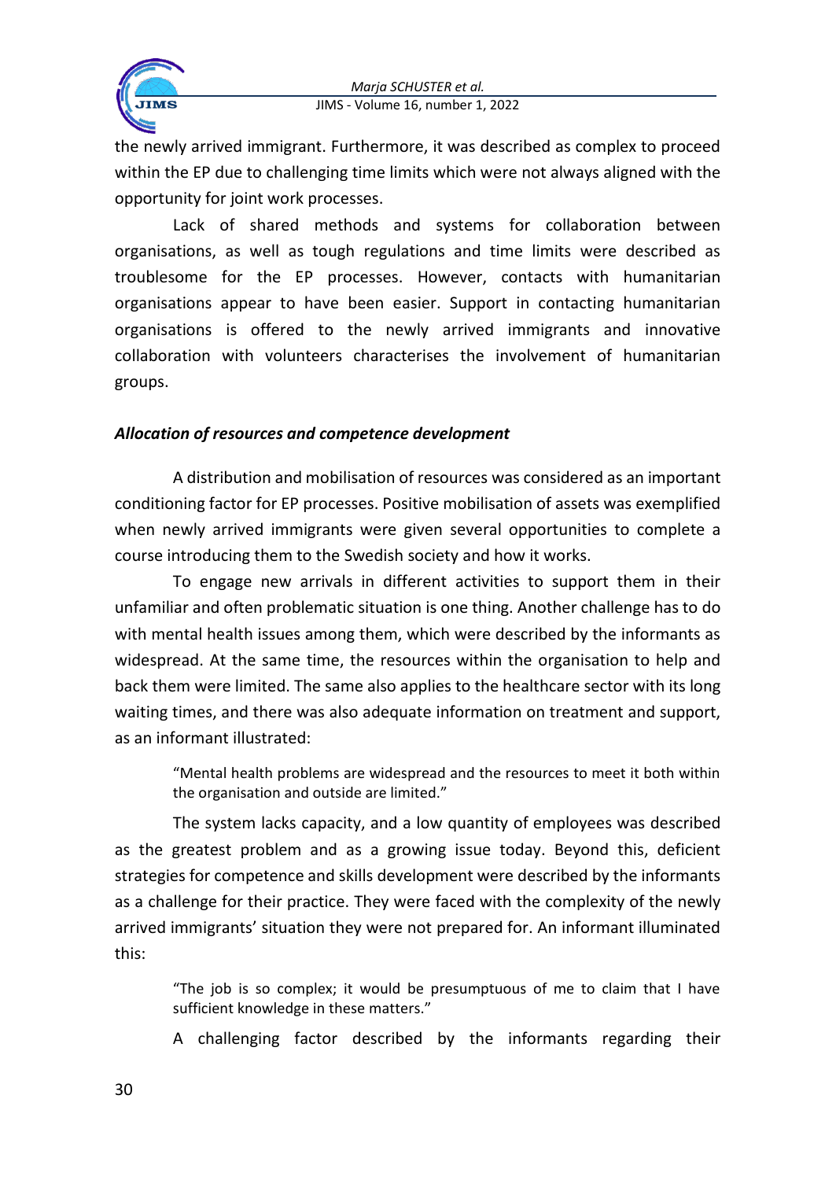the newly arrived immigrant. Furthermore, it was described as complex to proceed within the EP due to challenging time limits which were not always aligned with the opportunity for joint work processes.

Lack of shared methods and systems for collaboration between organisations, as well as tough regulations and time limits were described as troublesome for the EP processes. However, contacts with humanitarian organisations appear to have been easier. Support in contacting humanitarian organisations is offered to the newly arrived immigrants and innovative collaboration with volunteers characterises the involvement of humanitarian groups.

***Allocation of resources and competence development***

A distribution and mobilisation of resources was considered as an important conditioning factor for EP processes. Positive mobilisation of assets was exemplified when newly arrived immigrants were given several opportunities to complete a course introducing them to the Swedish society and how it works.

To engage new arrivals in different activities to support them in their unfamiliar and often problematic situation is one thing. Another challenge has to do with mental health issues among them, which were described by the informants as widespread. At the same time, the resources within the organisation to help and back them were limited. The same also applies to the healthcare sector with its long waiting times, and there was also adequate information on treatment and support, as an informant illustrated:

> "Mental health problems are widespread and the resources to meet it both within the organisation and outside are limited."

The system lacks capacity, and a low quantity of employees was described as the greatest problem and as a growing issue today. Beyond this, deficient strategies for competence and skills development were described by the informants as a challenge for their practice. They were faced with the complexity of the newly arrived immigrants' situation they were not prepared for. An informant illuminated this:

> "The job is so complex; it would be presumptuous of me to claim that I have sufficient knowledge in these matters."

A challenging factor described by the informants regarding their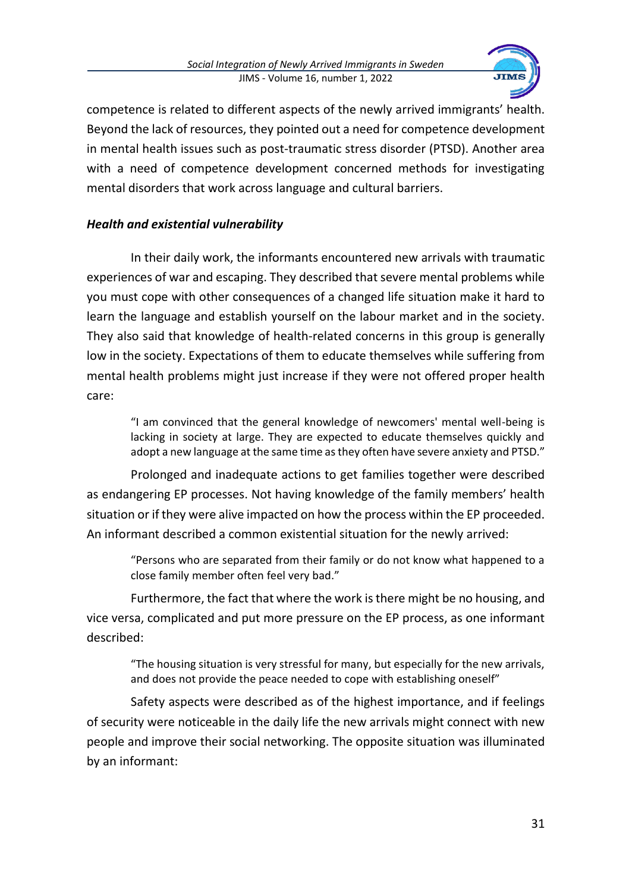competence is related to different aspects of the newly arrived immigrants' health. Beyond the lack of resources, they pointed out a need for competence development in mental health issues such as post-traumatic stress disorder (PTSD). Another area with a need of competence development concerned methods for investigating mental disorders that work across language and cultural barriers.

### *Health and existential vulnerability*

In their daily work, the informants encountered new arrivals with traumatic experiences of war and escaping. They described that severe mental problems while you must cope with other consequences of a changed life situation make it hard to learn the language and establish yourself on the labour market and in the society. They also said that knowledge of health-related concerns in this group is generally low in the society. Expectations of them to educate themselves while suffering from mental health problems might just increase if they were not offered proper health care:

> "I am convinced that the general knowledge of newcomers' mental well-being is lacking in society at large. They are expected to educate themselves quickly and adopt a new language at the same time as they often have severe anxiety and PTSD."

Prolonged and inadequate actions to get families together were described as endangering EP processes. Not having knowledge of the family members' health situation or if they were alive impacted on how the process within the EP proceeded. An informant described a common existential situation for the newly arrived:

> "Persons who are separated from their family or do not know what happened to a close family member often feel very bad."

Furthermore, the fact that where the work is there might be no housing, and vice versa, complicated and put more pressure on the EP process, as one informant described:

> "The housing situation is very stressful for many, but especially for the new arrivals, and does not provide the peace needed to cope with establishing oneself"

Safety aspects were described as of the highest importance, and if feelings of security were noticeable in the daily life the new arrivals might connect with new people and improve their social networking. The opposite situation was illuminated by an informant: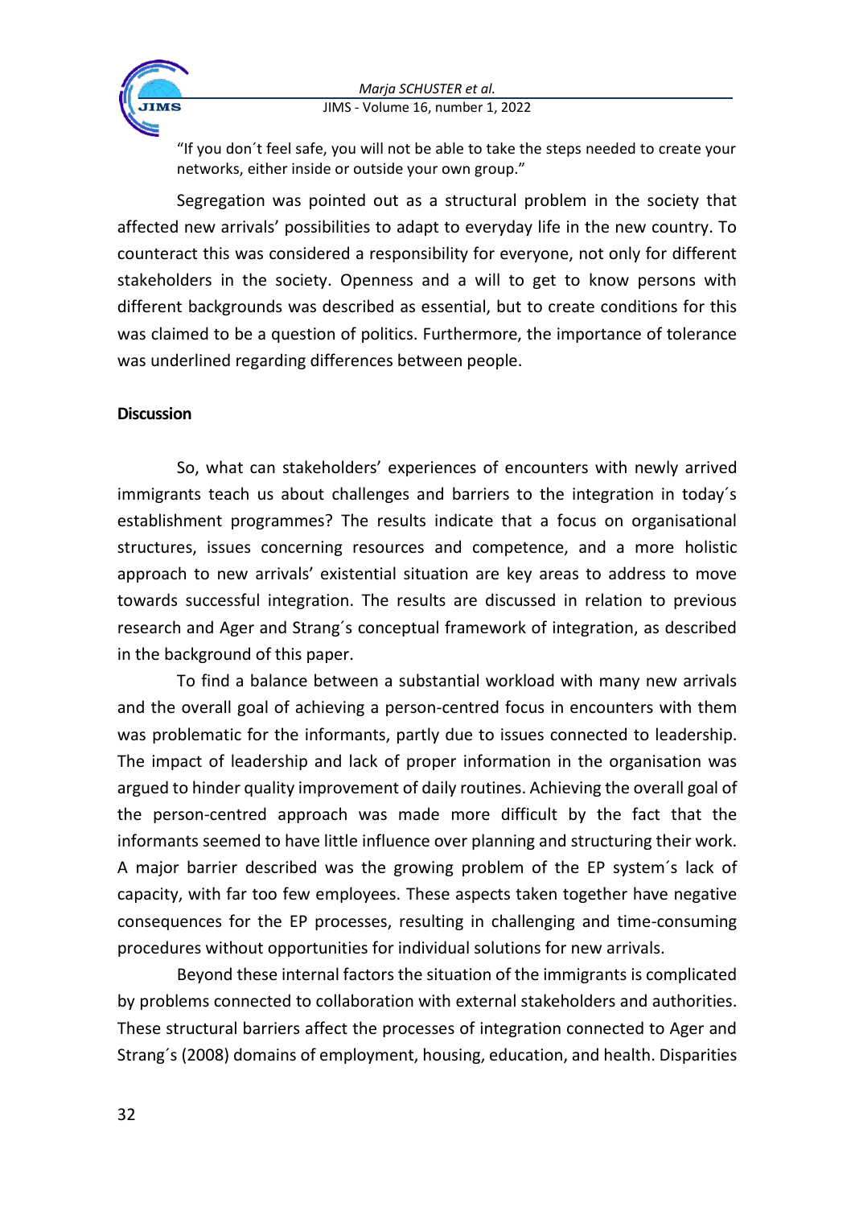"If you don´t feel safe, you will not be able to take the steps needed to create your networks, either inside or outside your own group."

Segregation was pointed out as a structural problem in the society that affected new arrivals' possibilities to adapt to everyday life in the new country. To counteract this was considered a responsibility for everyone, not only for different stakeholders in the society. Openness and a will to get to know persons with different backgrounds was described as essential, but to create conditions for this was claimed to be a question of politics. Furthermore, the importance of tolerance was underlined regarding differences between people.

## Discussion

So, what can stakeholders' experiences of encounters with newly arrived immigrants teach us about challenges and barriers to the integration in today´s establishment programmes? The results indicate that a focus on organisational structures, issues concerning resources and competence, and a more holistic approach to new arrivals' existential situation are key areas to address to move towards successful integration. The results are discussed in relation to previous research and Ager and Strang´s conceptual framework of integration, as described in the background of this paper.

To find a balance between a substantial workload with many new arrivals and the overall goal of achieving a person-centred focus in encounters with them was problematic for the informants, partly due to issues connected to leadership. The impact of leadership and lack of proper information in the organisation was argued to hinder quality improvement of daily routines. Achieving the overall goal of the person-centred approach was made more difficult by the fact that the informants seemed to have little influence over planning and structuring their work. A major barrier described was the growing problem of the EP system´s lack of capacity, with far too few employees. These aspects taken together have negative consequences for the EP processes, resulting in challenging and time-consuming procedures without opportunities for individual solutions for new arrivals.

Beyond these internal factors the situation of the immigrants is complicated by problems connected to collaboration with external stakeholders and authorities. These structural barriers affect the processes of integration connected to Ager and Strang´s (2008) domains of employment, housing, education, and health. Disparities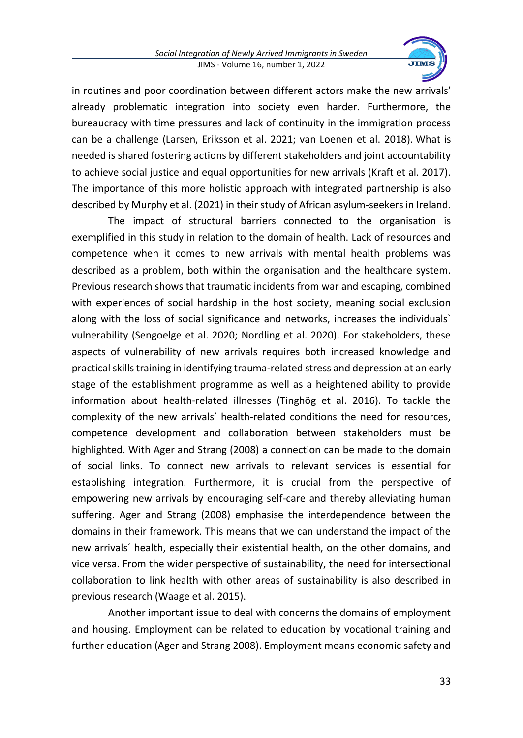in routines and poor coordination between different actors make the new arrivals' already problematic integration into society even harder. Furthermore, the bureaucracy with time pressures and lack of continuity in the immigration process can be a challenge (Larsen, Eriksson et al. 2021; van Loenen et al. 2018). What is needed is shared fostering actions by different stakeholders and joint accountability to achieve social justice and equal opportunities for new arrivals (Kraft et al. 2017). The importance of this more holistic approach with integrated partnership is also described by Murphy et al. (2021) in their study of African asylum-seekers in Ireland.

The impact of structural barriers connected to the organisation is exemplified in this study in relation to the domain of health. Lack of resources and competence when it comes to new arrivals with mental health problems was described as a problem, both within the organisation and the healthcare system. Previous research shows that traumatic incidents from war and escaping, combined with experiences of social hardship in the host society, meaning social exclusion along with the loss of social significance and networks, increases the individuals` vulnerability (Sengoelge et al. 2020; Nordling et al. 2020). For stakeholders, these aspects of vulnerability of new arrivals requires both increased knowledge and practical skills training in identifying trauma-related stress and depression at an early stage of the establishment programme as well as a heightened ability to provide information about health-related illnesses (Tinghög et al. 2016). To tackle the complexity of the new arrivals' health-related conditions the need for resources, competence development and collaboration between stakeholders must be highlighted. With Ager and Strang (2008) a connection can be made to the domain of social links. To connect new arrivals to relevant services is essential for establishing integration. Furthermore, it is crucial from the perspective of empowering new arrivals by encouraging self-care and thereby alleviating human suffering. Ager and Strang (2008) emphasise the interdependence between the domains in their framework. This means that we can understand the impact of the new arrivals´ health, especially their existential health, on the other domains, and vice versa. From the wider perspective of sustainability, the need for intersectional collaboration to link health with other areas of sustainability is also described in previous research (Waage et al. 2015).

Another important issue to deal with concerns the domains of employment and housing. Employment can be related to education by vocational training and further education (Ager and Strang 2008). Employment means economic safety and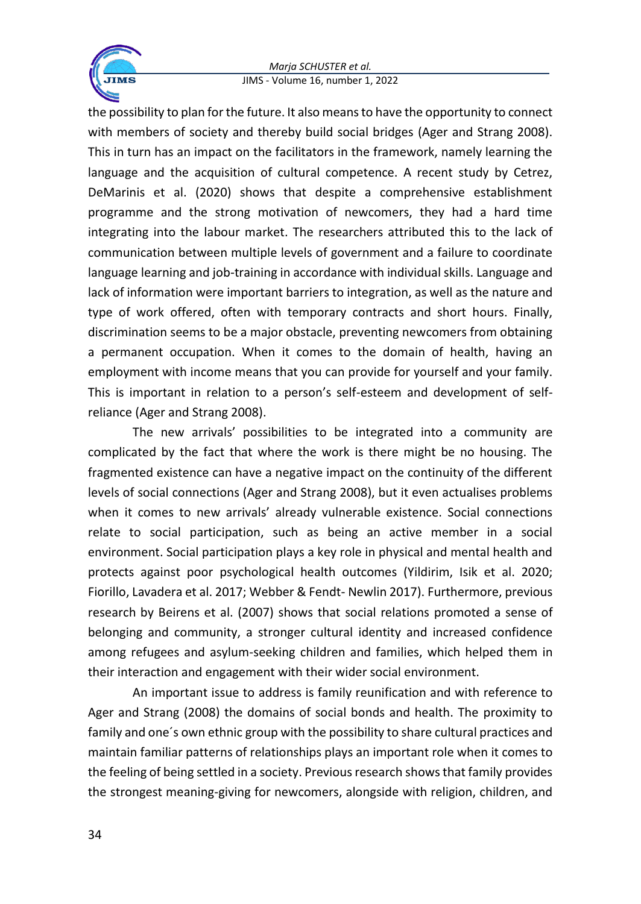the possibility to plan for the future. It also means to have the opportunity to connect with members of society and thereby build social bridges (Ager and Strang 2008). This in turn has an impact on the facilitators in the framework, namely learning the language and the acquisition of cultural competence. A recent study by Cetrez, DeMarinis et al. (2020) shows that despite a comprehensive establishment programme and the strong motivation of newcomers, they had a hard time integrating into the labour market. The researchers attributed this to the lack of communication between multiple levels of government and a failure to coordinate language learning and job-training in accordance with individual skills. Language and lack of information were important barriers to integration, as well as the nature and type of work offered, often with temporary contracts and short hours. Finally, discrimination seems to be a major obstacle, preventing newcomers from obtaining a permanent occupation. When it comes to the domain of health, having an employment with income means that you can provide for yourself and your family. This is important in relation to a person's self-esteem and development of self-reliance (Ager and Strang 2008).

The new arrivals' possibilities to be integrated into a community are complicated by the fact that where the work is there might be no housing. The fragmented existence can have a negative impact on the continuity of the different levels of social connections (Ager and Strang 2008), but it even actualises problems when it comes to new arrivals' already vulnerable existence. Social connections relate to social participation, such as being an active member in a social environment. Social participation plays a key role in physical and mental health and protects against poor psychological health outcomes (Yildirim, Isik et al. 2020; Fiorillo, Lavadera et al. 2017; Webber & Fendt- Newlin 2017). Furthermore, previous research by Beirens et al. (2007) shows that social relations promoted a sense of belonging and community, a stronger cultural identity and increased confidence among refugees and asylum-seeking children and families, which helped them in their interaction and engagement with their wider social environment.

An important issue to address is family reunification and with reference to Ager and Strang (2008) the domains of social bonds and health. The proximity to family and one´s own ethnic group with the possibility to share cultural practices and maintain familiar patterns of relationships plays an important role when it comes to the feeling of being settled in a society. Previous research shows that family provides the strongest meaning-giving for newcomers, alongside with religion, children, and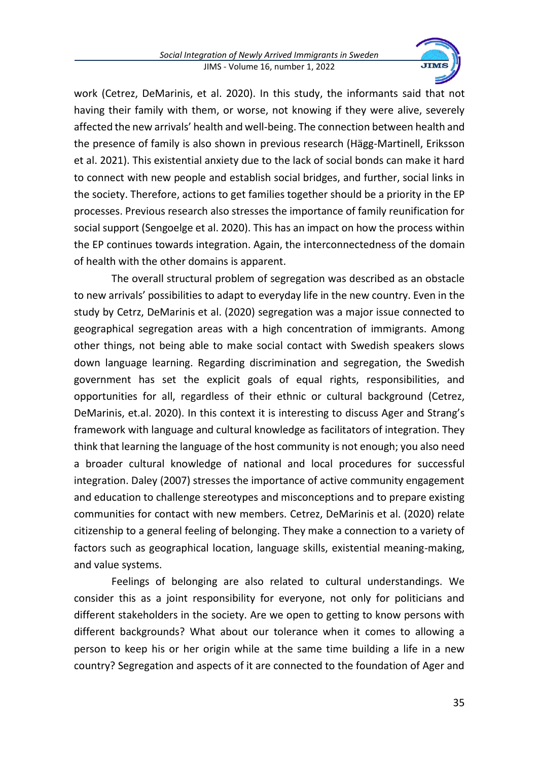work (Cetrez, DeMarinis, et al. 2020). In this study, the informants said that not having their family with them, or worse, not knowing if they were alive, severely affected the new arrivals' health and well-being. The connection between health and the presence of family is also shown in previous research (Hägg-Martinell, Eriksson et al. 2021). This existential anxiety due to the lack of social bonds can make it hard to connect with new people and establish social bridges, and further, social links in the society. Therefore, actions to get families together should be a priority in the EP processes. Previous research also stresses the importance of family reunification for social support (Sengoelge et al. 2020). This has an impact on how the process within the EP continues towards integration. Again, the interconnectedness of the domain of health with the other domains is apparent.

The overall structural problem of segregation was described as an obstacle to new arrivals' possibilities to adapt to everyday life in the new country. Even in the study by Cetrz, DeMarinis et al. (2020) segregation was a major issue connected to geographical segregation areas with a high concentration of immigrants. Among other things, not being able to make social contact with Swedish speakers slows down language learning. Regarding discrimination and segregation, the Swedish government has set the explicit goals of equal rights, responsibilities, and opportunities for all, regardless of their ethnic or cultural background (Cetrez, DeMarinis, et.al. 2020). In this context it is interesting to discuss Ager and Strang's framework with language and cultural knowledge as facilitators of integration. They think that learning the language of the host community is not enough; you also need a broader cultural knowledge of national and local procedures for successful integration. Daley (2007) stresses the importance of active community engagement and education to challenge stereotypes and misconceptions and to prepare existing communities for contact with new members. Cetrez, DeMarinis et al. (2020) relate citizenship to a general feeling of belonging. They make a connection to a variety of factors such as geographical location, language skills, existential meaning-making, and value systems.

Feelings of belonging are also related to cultural understandings. We consider this as a joint responsibility for everyone, not only for politicians and different stakeholders in the society. Are we open to getting to know persons with different backgrounds? What about our tolerance when it comes to allowing a person to keep his or her origin while at the same time building a life in a new country? Segregation and aspects of it are connected to the foundation of Ager and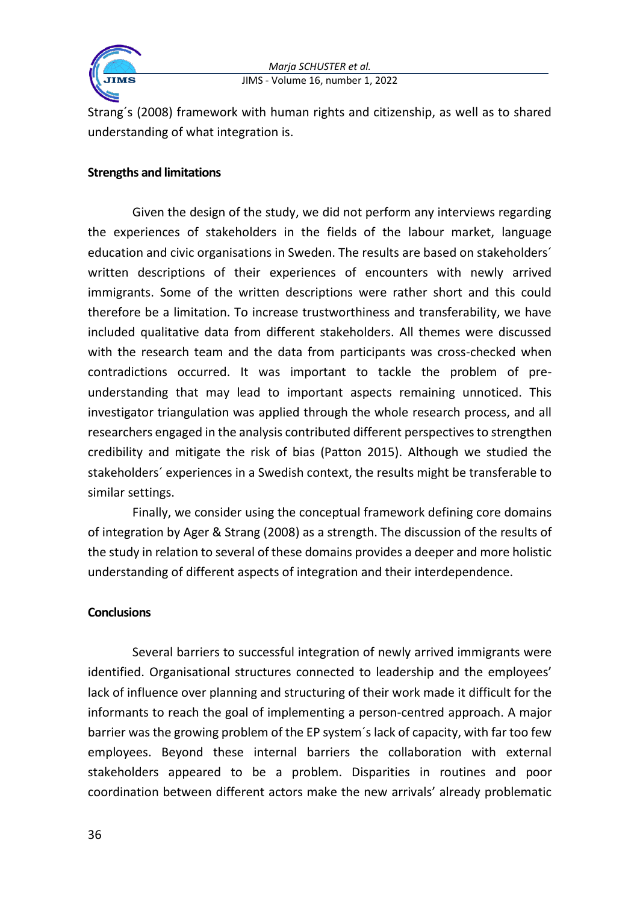Strang´s (2008) framework with human rights and citizenship, as well as to shared understanding of what integration is.

**Strengths and limitations**

Given the design of the study, we did not perform any interviews regarding the experiences of stakeholders in the fields of the labour market, language education and civic organisations in Sweden. The results are based on stakeholders´ written descriptions of their experiences of encounters with newly arrived immigrants. Some of the written descriptions were rather short and this could therefore be a limitation. To increase trustworthiness and transferability, we have included qualitative data from different stakeholders. All themes were discussed with the research team and the data from participants was cross-checked when contradictions occurred. It was important to tackle the problem of pre-understanding that may lead to important aspects remaining unnoticed. This investigator triangulation was applied through the whole research process, and all researchers engaged in the analysis contributed different perspectives to strengthen credibility and mitigate the risk of bias (Patton 2015). Although we studied the stakeholders´ experiences in a Swedish context, the results might be transferable to similar settings.

Finally, we consider using the conceptual framework defining core domains of integration by Ager & Strang (2008) as a strength. The discussion of the results of the study in relation to several of these domains provides a deeper and more holistic understanding of different aspects of integration and their interdependence.

**Conclusions**

Several barriers to successful integration of newly arrived immigrants were identified. Organisational structures connected to leadership and the employees' lack of influence over planning and structuring of their work made it difficult for the informants to reach the goal of implementing a person-centred approach. A major barrier was the growing problem of the EP system´s lack of capacity, with far too few employees. Beyond these internal barriers the collaboration with external stakeholders appeared to be a problem. Disparities in routines and poor coordination between different actors make the new arrivals' already problematic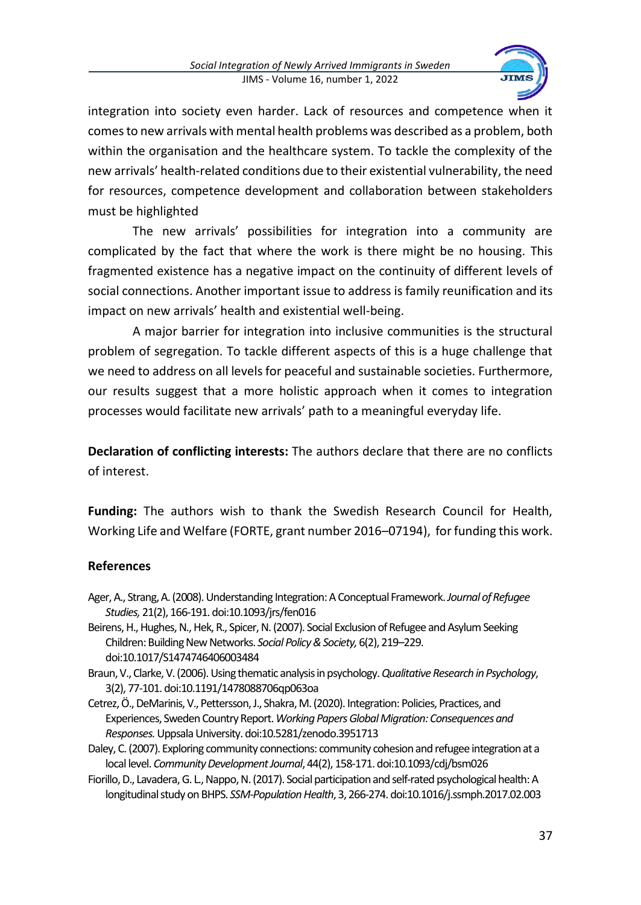integration into society even harder. Lack of resources and competence when it comes to new arrivals with mental health problems was described as a problem, both within the organisation and the healthcare system. To tackle the complexity of the new arrivals' health-related conditions due to their existential vulnerability, the need for resources, competence development and collaboration between stakeholders must be highlighted

The new arrivals' possibilities for integration into a community are complicated by the fact that where the work is there might be no housing. This fragmented existence has a negative impact on the continuity of different levels of social connections. Another important issue to address is family reunification and its impact on new arrivals' health and existential well-being.

A major barrier for integration into inclusive communities is the structural problem of segregation. To tackle different aspects of this is a huge challenge that we need to address on all levels for peaceful and sustainable societies. Furthermore, our results suggest that a more holistic approach when it comes to integration processes would facilitate new arrivals' path to a meaningful everyday life.

**Declaration of conflicting interests:** The authors declare that there are no conflicts of interest.

**Funding:** The authors wish to thank the Swedish Research Council for Health, Working Life and Welfare (FORTE, grant number 2016–07194), for funding this work.

### References

Ager, A., Strang, A. (2008). Understanding Integration: A Conceptual Framework. *Journal of Refugee Studies,* 21(2), 166-191. doi:10.1093/jrs/fen016

Beirens, H., Hughes, N., Hek, R., Spicer, N. (2007). Social Exclusion of Refugee and Asylum Seeking Children: Building New Networks. *Social Policy & Society,* 6(2), 219–229. doi:10.1017/S1474746406003484

Braun, V., Clarke, V. (2006). Using thematic analysis in psychology. *Qualitative Research in Psychology*, 3(2), 77-101. doi:10.1191/1478088706qp063oa

Cetrez, Ö., DeMarinis, V., Pettersson, J., Shakra, M. (2020). Integration: Policies, Practices, and Experiences, Sweden Country Report. *Working Papers Global Migration: Consequences and Responses.* Uppsala University. doi:10.5281/zenodo.3951713

Daley, C. (2007). Exploring community connections: community cohesion and refugee integration at a local level. *Community Development Journal*, 44(2), 158-171. doi:10.1093/cdj/bsm026

Fiorillo, D., Lavadera, G. L., Nappo, N. (2017). Social participation and self-rated psychological health: A longitudinal study on BHPS. *SSM-Population Health*, 3, 266-274. doi:10.1016/j.ssmph.2017.02.003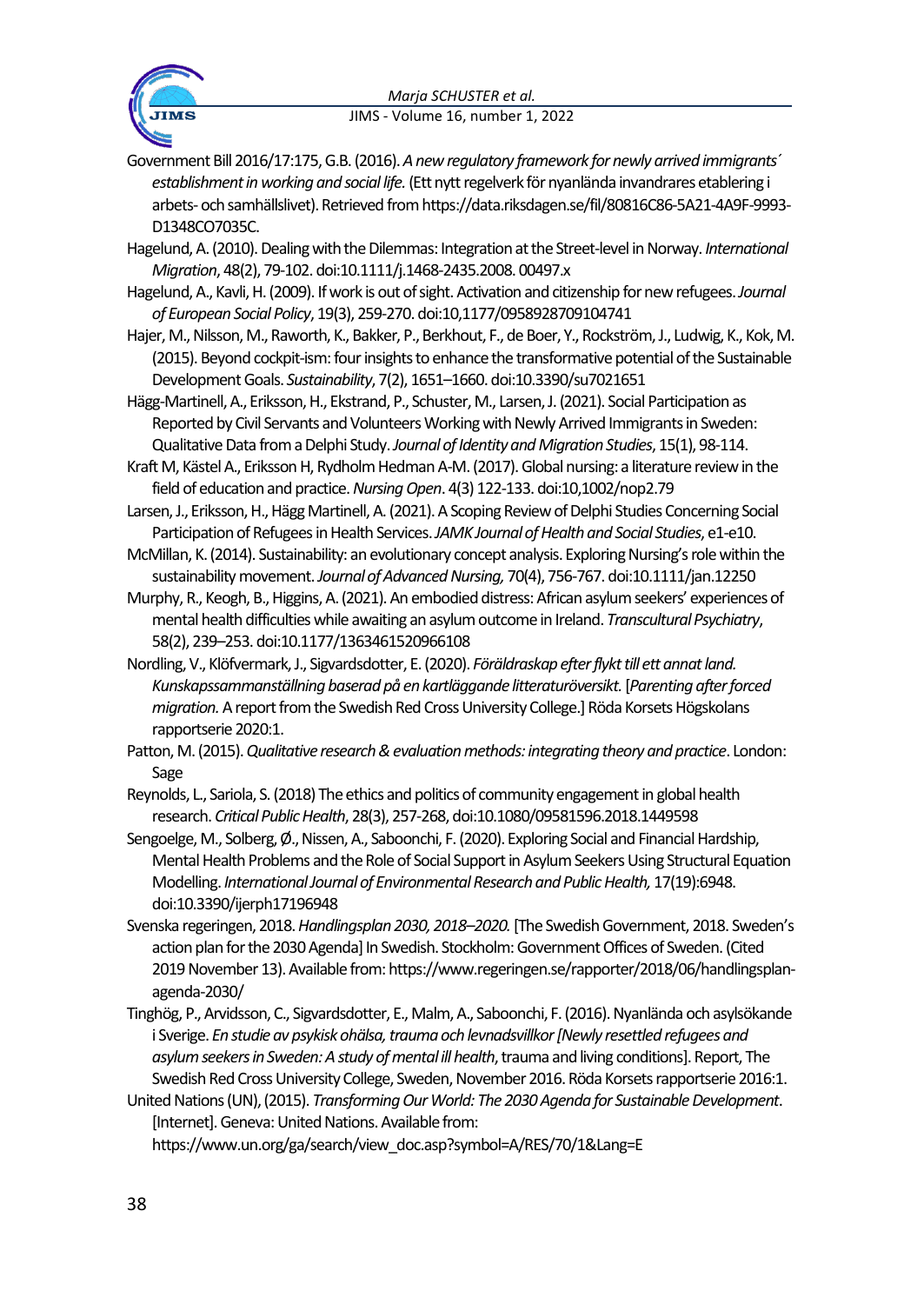Government Bill 2016/17:175, G.B. (2016). *A new regulatory framework for newly arrived immigrants´ establishment in working and social life.* (Ett nytt regelverk för nyanlända invandrares etablering i arbets- och samhällslivet). Retrieved from https://data.riksdagen.se/fil/80816C86-5A21-4A9F-9993-D1348CO7035C.

Hagelund, A. (2010). Dealing with the Dilemmas: Integration at the Street-level in Norway. *International Migration*, 48(2), 79-102. doi:10.1111/j.1468-2435.2008. 00497.x

Hagelund, A., Kavli, H. (2009). If work is out of sight. Activation and citizenship for new refugees. *Journal of European Social Policy*, 19(3), 259-270. doi:10,1177/0958928709104741

Hajer, M., Nilsson, M., Raworth, K., Bakker, P., Berkhout, F., de Boer, Y., Rockström, J., Ludwig, K., Kok, M. (2015). Beyond cockpit-ism: four insights to enhance the transformative potential of the Sustainable Development Goals. *Sustainability*, 7(2), 1651–1660. doi:10.3390/su7021651

Hägg-Martinell, A., Eriksson, H., Ekstrand, P., Schuster, M., Larsen, J. (2021). Social Participation as Reported by Civil Servants and Volunteers Working with Newly Arrived Immigrants in Sweden: Qualitative Data from a Delphi Study. *Journal of Identity and Migration Studies*, 15(1), 98-114.

Kraft M, Kästel A., Eriksson H, Rydholm Hedman A-M. (2017). Global nursing: a literature review in the field of education and practice. *Nursing Open*. 4(3) 122-133. doi:10,1002/nop2.79

Larsen, J., Eriksson, H., Hägg Martinell, A. (2021). A Scoping Review of Delphi Studies Concerning Social Participation of Refugees in Health Services. *JAMK Journal of Health and Social Studies*, e1-e10.

McMillan, K. (2014). Sustainability: an evolutionary concept analysis. Exploring Nursing's role within the sustainability movement. *Journal of Advanced Nursing,* 70(4), 756-767. doi:10.1111/jan.12250

Murphy, R., Keogh, B., Higgins, A. (2021). An embodied distress: African asylum seekers' experiences of mental health difficulties while awaiting an asylum outcome in Ireland. *Transcultural Psychiatry*, 58(2), 239–253. doi:10.1177/1363461520966108

Nordling, V., Klöfvermark, J., Sigvardsdotter, E. (2020). *Föräldraskap efter flykt till ett annat land. Kunskapssammanställning baserad på en kartläggande litteraturöversikt.* [*Parenting after forced migration.* A report from the Swedish Red Cross University College.] Röda Korsets Högskolans rapportserie 2020:1.

Patton, M. (2015). *Qualitative research & evaluation methods: integrating theory and practice*. London: Sage

Reynolds, L., Sariola, S. (2018) The ethics and politics of community engagement in global health research. *Critical Public Health*, 28(3), 257-268, doi:10.1080/09581596.2018.1449598

Sengoelge, M., Solberg, Ø., Nissen, A., Saboonchi, F. (2020). Exploring Social and Financial Hardship, Mental Health Problems and the Role of Social Support in Asylum Seekers Using Structural Equation Modelling. *International Journal of Environmental Research and Public Health,* 17(19):6948. doi:10.3390/ijerph17196948

Svenska regeringen, 2018. *Handlingsplan 2030, 2018–2020.* [The Swedish Government, 2018. Sweden's action plan for the 2030 Agenda] In Swedish. Stockholm: Government Offices of Sweden. (Cited 2019 November 13). Available from: https://www.regeringen.se/rapporter/2018/06/handlingsplan-agenda-2030/

Tinghög, P., Arvidsson, C., Sigvardsdotter, E., Malm, A., Saboonchi, F. (2016). Nyanlända och asylsökande i Sverige. *En studie av psykisk ohälsa, trauma och levnadsvillkor [Newly resettled refugees and asylum seekers in Sweden: A study of mental ill health*, trauma and living conditions]. Report, The Swedish Red Cross University College, Sweden, November 2016. Röda Korsets rapportserie 2016:1.

United Nations (UN), (2015). *Transforming Our World: The 2030 Agenda for Sustainable Development*. [Internet]. Geneva: United Nations. Available from: https://www.un.org/ga/search/view_doc.asp?symbol=A/RES/70/1&Lang=E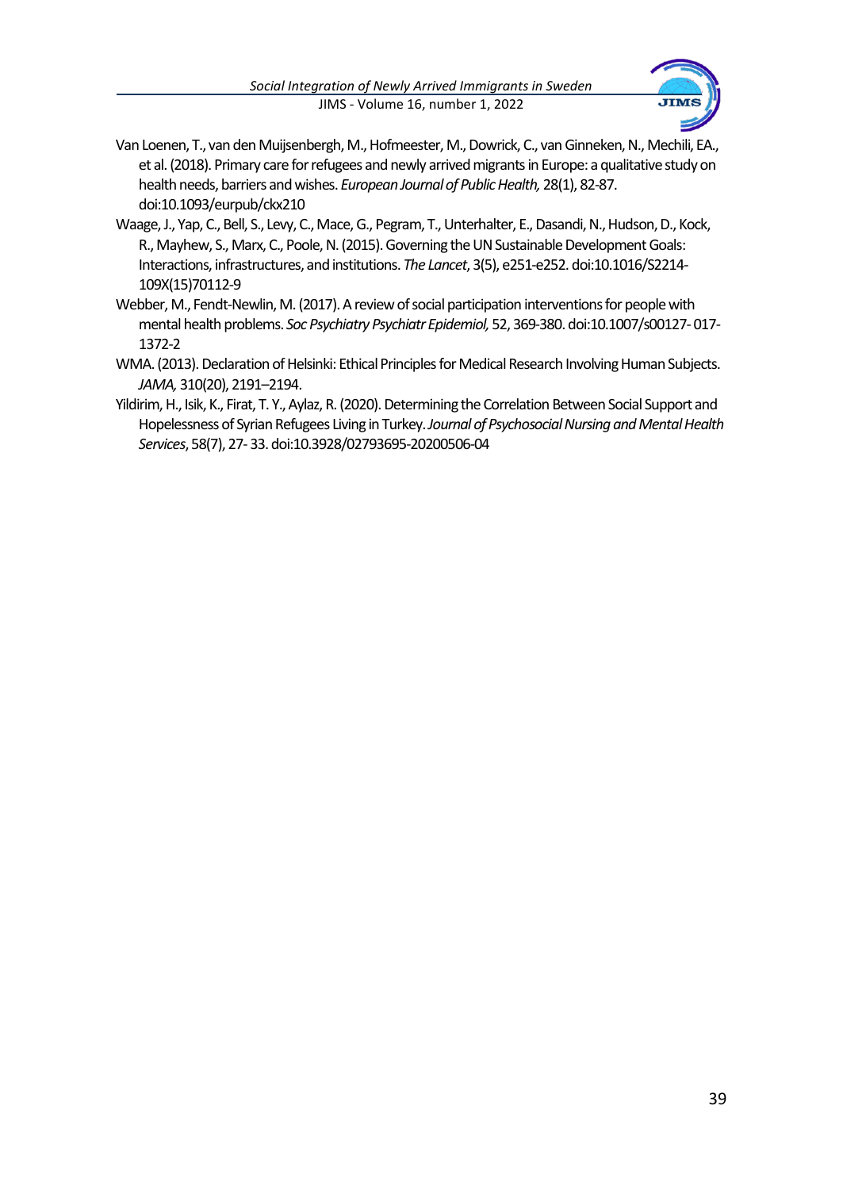Van Loenen, T., van den Muijsenbergh, M., Hofmeester, M., Dowrick, C., van Ginneken, N., Mechili, EA., et al. (2018). Primary care for refugees and newly arrived migrants in Europe: a qualitative study on health needs, barriers and wishes. *European Journal of Public Health,* 28(1), 82-87. doi:10.1093/eurpub/ckx210

Waage, J., Yap, C., Bell, S., Levy, C., Mace, G., Pegram, T., Unterhalter, E., Dasandi, N., Hudson, D., Kock, R., Mayhew, S., Marx, C., Poole, N. (2015). Governing the UN Sustainable Development Goals: Interactions, infrastructures, and institutions. *The Lancet*, 3(5), e251-e252. doi:10.1016/S2214-109X(15)70112-9

Webber, M., Fendt-Newlin, M. (2017). A review of social participation interventions for people with mental health problems. *Soc Psychiatry Psychiatr Epidemiol,* 52, 369-380. doi:10.1007/s00127- 017-1372-2

WMA. (2013). Declaration of Helsinki: Ethical Principles for Medical Research Involving Human Subjects. *JAMA,* 310(20), 2191–2194.

Yildirim, H., Isik, K., Firat, T. Y., Aylaz, R. (2020). Determining the Correlation Between Social Support and Hopelessness of Syrian Refugees Living in Turkey. *Journal of Psychosocial Nursing and Mental Health Services*, 58(7), 27- 33. doi:10.3928/02793695-20200506-04